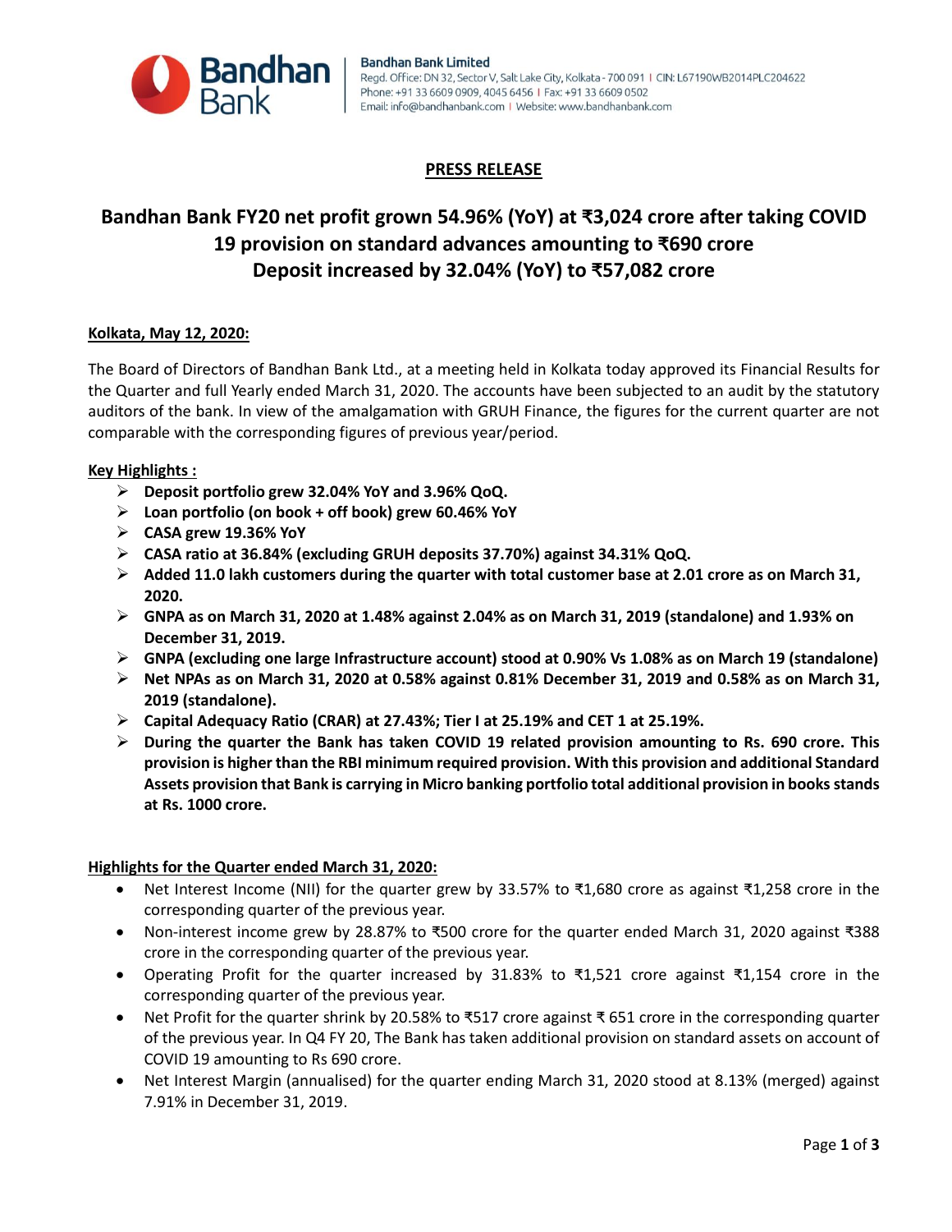**Bandhan Bank Limited**
Regd. Office: DN 32, Sector V, Salt Lake City, Kolkata - 700 091 | CIN: L67190WB2014PLC204622
Phone: +91 33 6609 0909, 4045 6456 | Fax: +91 33 6609 0502
Email: info@bandhanbank.com | Website: www.bandhanbank.com

## PRESS RELEASE

# Bandhan Bank FY20 net profit grown 54.96% (YoY) at ₹3,024 crore after taking COVID 19 provision on standard advances amounting to ₹690 crore Deposit increased by 32.04% (YoY) to ₹57,082 crore

**Kolkata, May 12, 2020:**

The Board of Directors of Bandhan Bank Ltd., at a meeting held in Kolkata today approved its Financial Results for the Quarter and full Yearly ended March 31, 2020. The accounts have been subjected to an audit by the statutory auditors of the bank. In view of the amalgamation with GRUH Finance, the figures for the current quarter are not comparable with the corresponding figures of previous year/period.

**Key Highlights :**

- **Deposit portfolio grew 32.04% YoY and 3.96% QoQ.**
- **Loan portfolio (on book + off book) grew 60.46% YoY**
- **CASA grew 19.36% YoY**
- **CASA ratio at 36.84% (excluding GRUH deposits 37.70%) against 34.31% QoQ.**
- **Added 11.0 lakh customers during the quarter with total customer base at 2.01 crore as on March 31, 2020.**
- **GNPA as on March 31, 2020 at 1.48% against 2.04% as on March 31, 2019 (standalone) and 1.93% on December 31, 2019.**
- **GNPA (excluding one large Infrastructure account) stood at 0.90% Vs 1.08% as on March 19 (standalone)**
- **Net NPAs as on March 31, 2020 at 0.58% against 0.81% December 31, 2019 and 0.58% as on March 31, 2019 (standalone).**
- **Capital Adequacy Ratio (CRAR) at 27.43%; Tier I at 25.19% and CET 1 at 25.19%.**
- **During the quarter the Bank has taken COVID 19 related provision amounting to Rs. 690 crore. This provision is higher than the RBI minimum required provision. With this provision and additional Standard Assets provision that Bank is carrying in Micro banking portfolio total additional provision in books stands at Rs. 1000 crore.**

**Highlights for the Quarter ended March 31, 2020:**

- Net Interest Income (NII) for the quarter grew by 33.57% to ₹1,680 crore as against ₹1,258 crore in the corresponding quarter of the previous year.
- Non-interest income grew by 28.87% to ₹500 crore for the quarter ended March 31, 2020 against ₹388 crore in the corresponding quarter of the previous year.
- Operating Profit for the quarter increased by 31.83% to ₹1,521 crore against ₹1,154 crore in the corresponding quarter of the previous year.
- Net Profit for the quarter shrink by 20.58% to ₹517 crore against ₹ 651 crore in the corresponding quarter of the previous year. In Q4 FY 20, The Bank has taken additional provision on standard assets on account of COVID 19 amounting to Rs 690 crore.
- Net Interest Margin (annualised) for the quarter ending March 31, 2020 stood at 8.13% (merged) against 7.91% in December 31, 2019.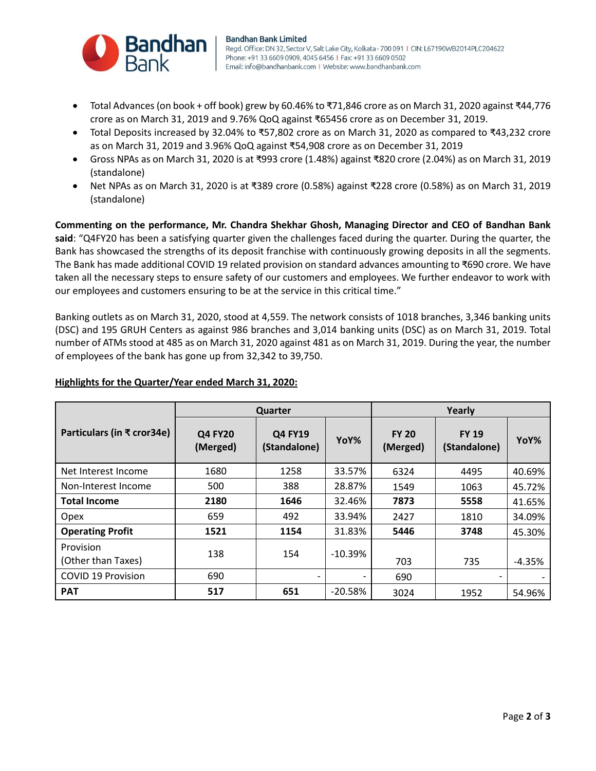- Total Advances (on book + off book) grew by 60.46% to ₹71,846 crore as on March 31, 2020 against ₹44,776 crore as on March 31, 2019 and 9.76% QoQ against ₹65456 crore as on December 31, 2019.
- Total Deposits increased by 32.04% to ₹57,802 crore as on March 31, 2020 as compared to ₹43,232 crore as on March 31, 2019 and 3.96% QoQ against ₹54,908 crore as on December 31, 2019
- Gross NPAs as on March 31, 2020 is at ₹993 crore (1.48%) against ₹820 crore (2.04%) as on March 31, 2019 (standalone)
- Net NPAs as on March 31, 2020 is at ₹389 crore (0.58%) against ₹228 crore (0.58%) as on March 31, 2019 (standalone)

**Commenting on the performance, Mr. Chandra Shekhar Ghosh, Managing Director and CEO of Bandhan Bank said**: "Q4FY20 has been a satisfying quarter given the challenges faced during the quarter. During the quarter, the Bank has showcased the strengths of its deposit franchise with continuously growing deposits in all the segments. The Bank has made additional COVID 19 related provision on standard advances amounting to ₹690 crore. We have taken all the necessary steps to ensure safety of our customers and employees. We further endeavor to work with our employees and customers ensuring to be at the service in this critical time."

Banking outlets as on March 31, 2020, stood at 4,559. The network consists of 1018 branches, 3,346 banking units (DSC) and 195 GRUH Centers as against 986 branches and 3,014 banking units (DSC) as on March 31, 2019. Total number of ATMs stood at 485 as on March 31, 2020 against 481 as on March 31, 2019. During the year, the number of employees of the bank has gone up from 32,342 to 39,750.

**Highlights for the Quarter/Year ended March 31, 2020:**

| Particulars (in ₹ cror34e) | Quarter | | | Yearly | | |
|---|---|---|---|---|---|---|
| | Q4 FY20 (Merged) | Q4 FY19 (Standalone) | YoY% | FY 20 (Merged) | FY 19 (Standalone) | YoY% |
| Net Interest Income | 1680 | 1258 | 33.57% | 6324 | 4495 | 40.69% |
| Non-Interest Income | 500 | 388 | 28.87% | 1549 | 1063 | 45.72% |
| **Total Income** | **2180** | **1646** | 32.46% | **7873** | **5558** | 41.65% |
| Opex | 659 | 492 | 33.94% | 2427 | 1810 | 34.09% |
| **Operating Profit** | **1521** | **1154** | 31.83% | **5446** | **3748** | 45.30% |
| Provision (Other than Taxes) | 138 | 154 | -10.39% | 703 | 735 | -4.35% |
| COVID 19 Provision | 690 | - | - | 690 | - | - |
| **PAT** | **517** | **651** | -20.58% | 3024 | 1952 | 54.96% |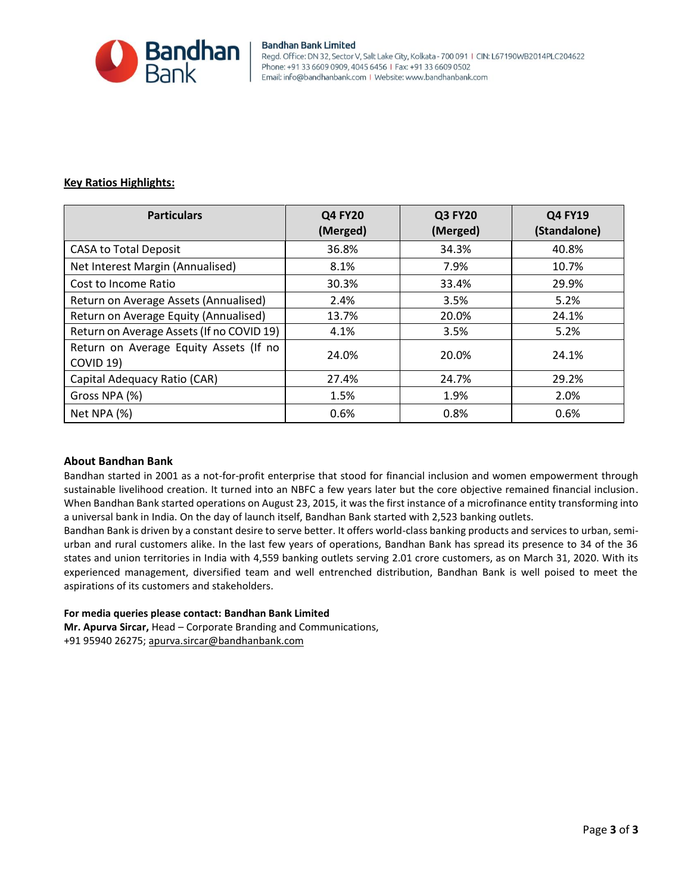**Key Ratios Highlights:**

| Particulars | Q4 FY20 (Merged) | Q3 FY20 (Merged) | Q4 FY19 (Standalone) |
|---|---|---|---|
| CASA to Total Deposit | 36.8% | 34.3% | 40.8% |
| Net Interest Margin (Annualised) | 8.1% | 7.9% | 10.7% |
| Cost to Income Ratio | 30.3% | 33.4% | 29.9% |
| Return on Average Assets (Annualised) | 2.4% | 3.5% | 5.2% |
| Return on Average Equity (Annualised) | 13.7% | 20.0% | 24.1% |
| Return on Average Assets (If no COVID 19) | 4.1% | 3.5% | 5.2% |
| Return on Average Equity Assets (If no COVID 19) | 24.0% | 20.0% | 24.1% |
| Capital Adequacy Ratio (CAR) | 27.4% | 24.7% | 29.2% |
| Gross NPA (%) | 1.5% | 1.9% | 2.0% |
| Net NPA (%) | 0.6% | 0.8% | 0.6% |

**About Bandhan Bank**

Bandhan started in 2001 as a not-for-profit enterprise that stood for financial inclusion and women empowerment through sustainable livelihood creation. It turned into an NBFC a few years later but the core objective remained financial inclusion. When Bandhan Bank started operations on August 23, 2015, it was the first instance of a microfinance entity transforming into a universal bank in India. On the day of launch itself, Bandhan Bank started with 2,523 banking outlets.

Bandhan Bank is driven by a constant desire to serve better. It offers world-class banking products and services to urban, semi-urban and rural customers alike. In the last few years of operations, Bandhan Bank has spread its presence to 34 of the 36 states and union territories in India with 4,559 banking outlets serving 2.01 crore customers, as on March 31, 2020. With its experienced management, diversified team and well entrenched distribution, Bandhan Bank is well poised to meet the aspirations of its customers and stakeholders.

**For media queries please contact: Bandhan Bank Limited**
**Mr. Apurva Sircar,** Head – Corporate Branding and Communications,
+91 95940 26275; apurva.sircar@bandhanbank.com